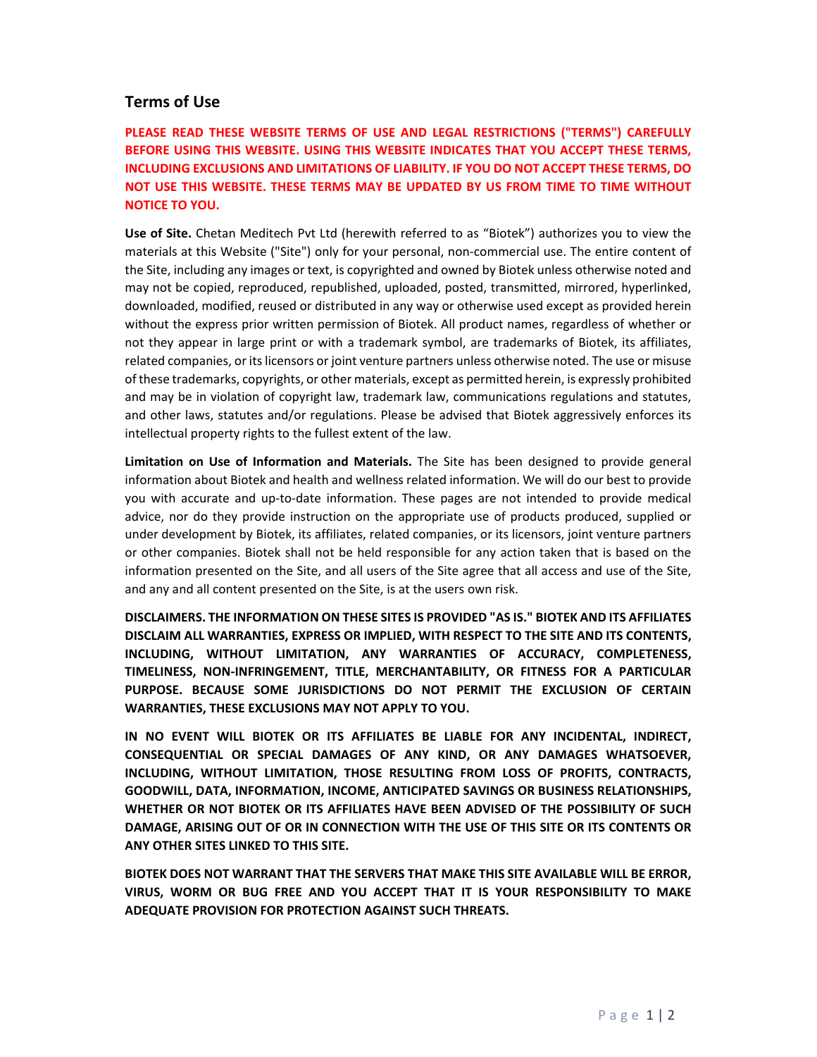## Terms of Use

**PLEASE READ THESE WEBSITE TERMS OF USE AND LEGAL RESTRICTIONS ("TERMS") CAREFULLY BEFORE USING THIS WEBSITE. USING THIS WEBSITE INDICATES THAT YOU ACCEPT THESE TERMS, INCLUDING EXCLUSIONS AND LIMITATIONS OF LIABILITY. IF YOU DO NOT ACCEPT THESE TERMS, DO NOT USE THIS WEBSITE. THESE TERMS MAY BE UPDATED BY US FROM TIME TO TIME WITHOUT NOTICE TO YOU.**

**Use of Site.** Chetan Meditech Pvt Ltd (herewith referred to as "Biotek") authorizes you to view the materials at this Website ("Site") only for your personal, non-commercial use. The entire content of the Site, including any images or text, is copyrighted and owned by Biotek unless otherwise noted and may not be copied, reproduced, republished, uploaded, posted, transmitted, mirrored, hyperlinked, downloaded, modified, reused or distributed in any way or otherwise used except as provided herein without the express prior written permission of Biotek. All product names, regardless of whether or not they appear in large print or with a trademark symbol, are trademarks of Biotek, its affiliates, related companies, or its licensors or joint venture partners unless otherwise noted. The use or misuse of these trademarks, copyrights, or other materials, except as permitted herein, is expressly prohibited and may be in violation of copyright law, trademark law, communications regulations and statutes, and other laws, statutes and/or regulations. Please be advised that Biotek aggressively enforces its intellectual property rights to the fullest extent of the law.

**Limitation on Use of Information and Materials.** The Site has been designed to provide general information about Biotek and health and wellness related information. We will do our best to provide you with accurate and up-to-date information. These pages are not intended to provide medical advice, nor do they provide instruction on the appropriate use of products produced, supplied or under development by Biotek, its affiliates, related companies, or its licensors, joint venture partners or other companies. Biotek shall not be held responsible for any action taken that is based on the information presented on the Site, and all users of the Site agree that all access and use of the Site, and any and all content presented on the Site, is at the users own risk.

**DISCLAIMERS. THE INFORMATION ON THESE SITES IS PROVIDED "AS IS." BIOTEK AND ITS AFFILIATES DISCLAIM ALL WARRANTIES, EXPRESS OR IMPLIED, WITH RESPECT TO THE SITE AND ITS CONTENTS, INCLUDING, WITHOUT LIMITATION, ANY WARRANTIES OF ACCURACY, COMPLETENESS, TIMELINESS, NON-INFRINGEMENT, TITLE, MERCHANTABILITY, OR FITNESS FOR A PARTICULAR PURPOSE. BECAUSE SOME JURISDICTIONS DO NOT PERMIT THE EXCLUSION OF CERTAIN WARRANTIES, THESE EXCLUSIONS MAY NOT APPLY TO YOU.**

**IN NO EVENT WILL BIOTEK OR ITS AFFILIATES BE LIABLE FOR ANY INCIDENTAL, INDIRECT, CONSEQUENTIAL OR SPECIAL DAMAGES OF ANY KIND, OR ANY DAMAGES WHATSOEVER, INCLUDING, WITHOUT LIMITATION, THOSE RESULTING FROM LOSS OF PROFITS, CONTRACTS, GOODWILL, DATA, INFORMATION, INCOME, ANTICIPATED SAVINGS OR BUSINESS RELATIONSHIPS, WHETHER OR NOT BIOTEK OR ITS AFFILIATES HAVE BEEN ADVISED OF THE POSSIBILITY OF SUCH DAMAGE, ARISING OUT OF OR IN CONNECTION WITH THE USE OF THIS SITE OR ITS CONTENTS OR ANY OTHER SITES LINKED TO THIS SITE.**

**BIOTEK DOES NOT WARRANT THAT THE SERVERS THAT MAKE THIS SITE AVAILABLE WILL BE ERROR, VIRUS, WORM OR BUG FREE AND YOU ACCEPT THAT IT IS YOUR RESPONSIBILITY TO MAKE ADEQUATE PROVISION FOR PROTECTION AGAINST SUCH THREATS.**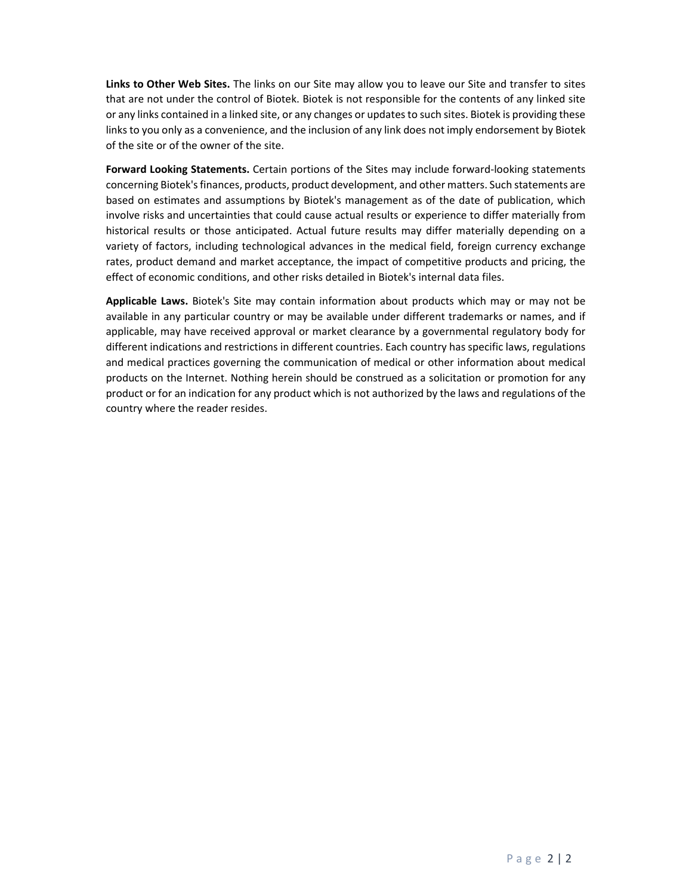**Links to Other Web Sites.** The links on our Site may allow you to leave our Site and transfer to sites that are not under the control of Biotek. Biotek is not responsible for the contents of any linked site or any links contained in a linked site, or any changes or updates to such sites. Biotek is providing these links to you only as a convenience, and the inclusion of any link does not imply endorsement by Biotek of the site or of the owner of the site.

**Forward Looking Statements.** Certain portions of the Sites may include forward-looking statements concerning Biotek's finances, products, product development, and other matters. Such statements are based on estimates and assumptions by Biotek's management as of the date of publication, which involve risks and uncertainties that could cause actual results or experience to differ materially from historical results or those anticipated. Actual future results may differ materially depending on a variety of factors, including technological advances in the medical field, foreign currency exchange rates, product demand and market acceptance, the impact of competitive products and pricing, the effect of economic conditions, and other risks detailed in Biotek's internal data files.

**Applicable Laws.** Biotek's Site may contain information about products which may or may not be available in any particular country or may be available under different trademarks or names, and if applicable, may have received approval or market clearance by a governmental regulatory body for different indications and restrictions in different countries. Each country has specific laws, regulations and medical practices governing the communication of medical or other information about medical products on the Internet. Nothing herein should be construed as a solicitation or promotion for any product or for an indication for any product which is not authorized by the laws and regulations of the country where the reader resides.